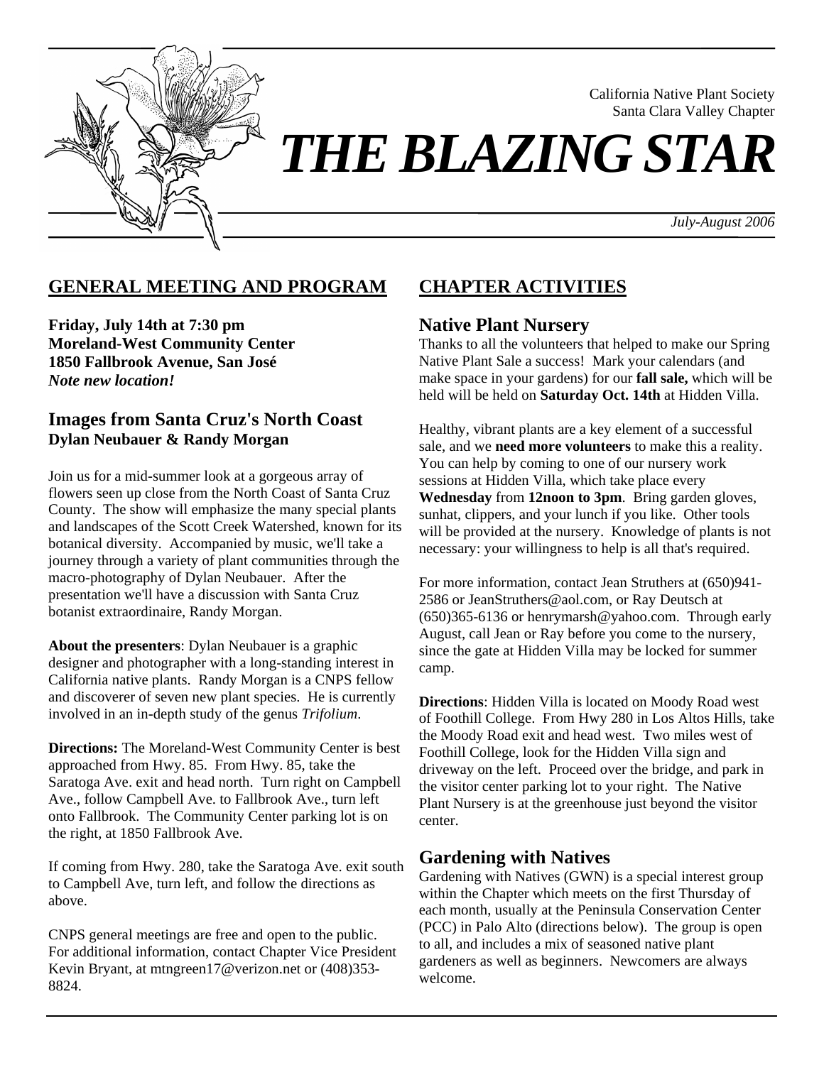California Native Plant Society
Santa Clara Valley Chapter

# *THE BLAZING STAR*

*July-August 2006*

## GENERAL MEETING AND PROGRAM

**Friday, July 14th at 7:30 pm**
**Moreland-West Community Center**
**1850 Fallbrook Avenue, San José**
***Note new location!***

### Images from Santa Cruz's North Coast
**Dylan Neubauer & Randy Morgan**

Join us for a mid-summer look at a gorgeous array of flowers seen up close from the North Coast of Santa Cruz County. The show will emphasize the many special plants and landscapes of the Scott Creek Watershed, known for its botanical diversity. Accompanied by music, we'll take a journey through a variety of plant communities through the macro-photography of Dylan Neubauer. After the presentation we'll have a discussion with Santa Cruz botanist extraordinaire, Randy Morgan.

**About the presenters**: Dylan Neubauer is a graphic designer and photographer with a long-standing interest in California native plants. Randy Morgan is a CNPS fellow and discoverer of seven new plant species. He is currently involved in an in-depth study of the genus *Trifolium*.

**Directions:** The Moreland-West Community Center is best approached from Hwy. 85. From Hwy. 85, take the Saratoga Ave. exit and head north. Turn right on Campbell Ave., follow Campbell Ave. to Fallbrook Ave., turn left onto Fallbrook. The Community Center parking lot is on the right, at 1850 Fallbrook Ave.

If coming from Hwy. 280, take the Saratoga Ave. exit south to Campbell Ave, turn left, and follow the directions as above.

CNPS general meetings are free and open to the public. For additional information, contact Chapter Vice President Kevin Bryant, at mtngreen17@verizon.net or (408)353-8824.

## CHAPTER ACTIVITIES

### Native Plant Nursery

Thanks to all the volunteers that helped to make our Spring Native Plant Sale a success! Mark your calendars (and make space in your gardens) for our **fall sale,** which will be held will be held on **Saturday Oct. 14th** at Hidden Villa.

Healthy, vibrant plants are a key element of a successful sale, and we **need more volunteers** to make this a reality. You can help by coming to one of our nursery work sessions at Hidden Villa, which take place every **Wednesday** from **12noon to 3pm**. Bring garden gloves, sunhat, clippers, and your lunch if you like. Other tools will be provided at the nursery. Knowledge of plants is not necessary: your willingness to help is all that's required.

For more information, contact Jean Struthers at (650)941-2586 or JeanStruthers@aol.com, or Ray Deutsch at (650)365-6136 or henrymarsh@yahoo.com. Through early August, call Jean or Ray before you come to the nursery, since the gate at Hidden Villa may be locked for summer camp.

**Directions**: Hidden Villa is located on Moody Road west of Foothill College. From Hwy 280 in Los Altos Hills, take the Moody Road exit and head west. Two miles west of Foothill College, look for the Hidden Villa sign and driveway on the left. Proceed over the bridge, and park in the visitor center parking lot to your right. The Native Plant Nursery is at the greenhouse just beyond the visitor center.

### Gardening with Natives

Gardening with Natives (GWN) is a special interest group within the Chapter which meets on the first Thursday of each month, usually at the Peninsula Conservation Center (PCC) in Palo Alto (directions below). The group is open to all, and includes a mix of seasoned native plant gardeners as well as beginners. Newcomers are always welcome.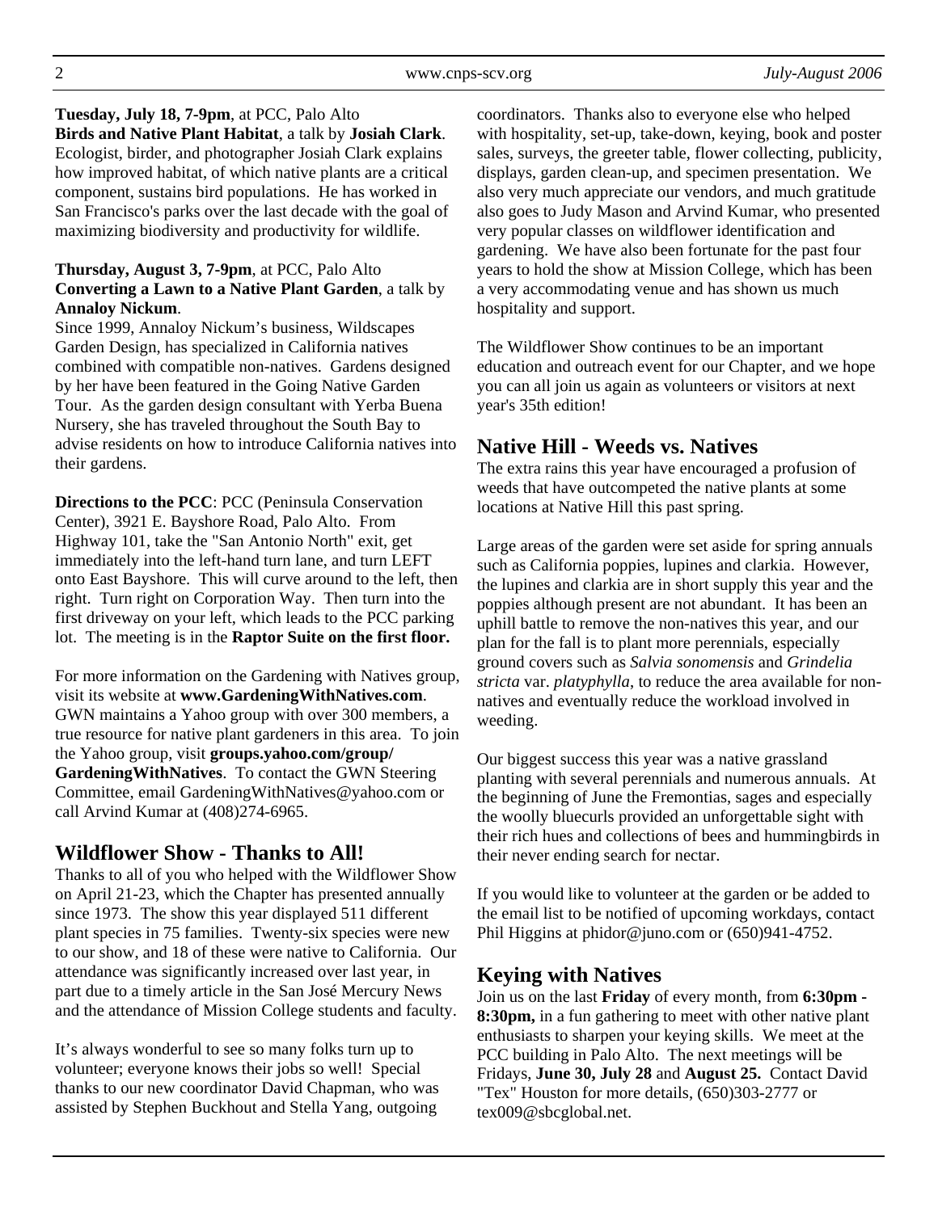**Tuesday, July 18, 7-9pm**, at PCC, Palo Alto
**Birds and Native Plant Habitat**, a talk by **Josiah Clark**. Ecologist, birder, and photographer Josiah Clark explains how improved habitat, of which native plants are a critical component, sustains bird populations. He has worked in San Francisco's parks over the last decade with the goal of maximizing biodiversity and productivity for wildlife.

**Thursday, August 3, 7-9pm**, at PCC, Palo Alto
**Converting a Lawn to a Native Plant Garden**, a talk by **Annaloy Nickum**.
Since 1999, Annaloy Nickum's business, Wildscapes Garden Design, has specialized in California natives combined with compatible non-natives. Gardens designed by her have been featured in the Going Native Garden Tour. As the garden design consultant with Yerba Buena Nursery, she has traveled throughout the South Bay to advise residents on how to introduce California natives into their gardens.

**Directions to the PCC**: PCC (Peninsula Conservation Center), 3921 E. Bayshore Road, Palo Alto. From Highway 101, take the "San Antonio North" exit, get immediately into the left-hand turn lane, and turn LEFT onto East Bayshore. This will curve around to the left, then right. Turn right on Corporation Way. Then turn into the first driveway on your left, which leads to the PCC parking lot. The meeting is in the **Raptor Suite on the first floor.**

For more information on the Gardening with Natives group, visit its website at **www.GardeningWithNatives.com**. GWN maintains a Yahoo group with over 300 members, a true resource for native plant gardeners in this area. To join the Yahoo group, visit **groups.yahoo.com/group/GardeningWithNatives**. To contact the GWN Steering Committee, email GardeningWithNatives@yahoo.com or call Arvind Kumar at (408)274-6965.

## Wildflower Show - Thanks to All!

Thanks to all of you who helped with the Wildflower Show on April 21-23, which the Chapter has presented annually since 1973. The show this year displayed 511 different plant species in 75 families. Twenty-six species were new to our show, and 18 of these were native to California. Our attendance was significantly increased over last year, in part due to a timely article in the San José Mercury News and the attendance of Mission College students and faculty.

It's always wonderful to see so many folks turn up to volunteer; everyone knows their jobs so well! Special thanks to our new coordinator David Chapman, who was assisted by Stephen Buckhout and Stella Yang, outgoing coordinators. Thanks also to everyone else who helped with hospitality, set-up, take-down, keying, book and poster sales, surveys, the greeter table, flower collecting, publicity, displays, garden clean-up, and specimen presentation. We also very much appreciate our vendors, and much gratitude also goes to Judy Mason and Arvind Kumar, who presented very popular classes on wildflower identification and gardening. We have also been fortunate for the past four years to hold the show at Mission College, which has been a very accommodating venue and has shown us much hospitality and support.

The Wildflower Show continues to be an important education and outreach event for our Chapter, and we hope you can all join us again as volunteers or visitors at next year's 35th edition!

## Native Hill - Weeds vs. Natives

The extra rains this year have encouraged a profusion of weeds that have outcompeted the native plants at some locations at Native Hill this past spring.

Large areas of the garden were set aside for spring annuals such as California poppies, lupines and clarkia. However, the lupines and clarkia are in short supply this year and the poppies although present are not abundant. It has been an uphill battle to remove the non-natives this year, and our plan for the fall is to plant more perennials, especially ground covers such as *Salvia sonomensis* and *Grindelia stricta* var. *platyphylla*, to reduce the area available for non-natives and eventually reduce the workload involved in weeding.

Our biggest success this year was a native grassland planting with several perennials and numerous annuals. At the beginning of June the Fremontias, sages and especially the woolly bluecurls provided an unforgettable sight with their rich hues and collections of bees and hummingbirds in their never ending search for nectar.

If you would like to volunteer at the garden or be added to the email list to be notified of upcoming workdays, contact Phil Higgins at phidor@juno.com or (650)941-4752.

## Keying with Natives

Join us on the last **Friday** of every month, from **6:30pm - 8:30pm,** in a fun gathering to meet with other native plant enthusiasts to sharpen your keying skills. We meet at the PCC building in Palo Alto. The next meetings will be Fridays, **June 30, July 28** and **August 25.** Contact David "Tex" Houston for more details, (650)303-2777 or tex009@sbcglobal.net.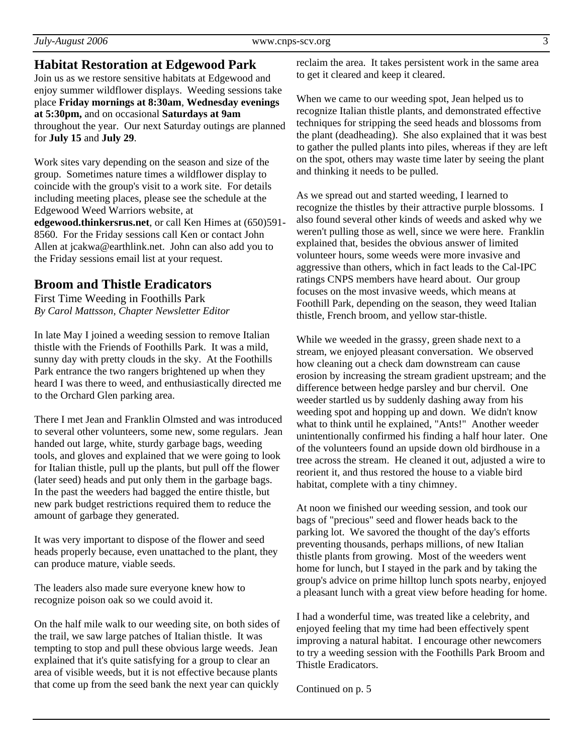## Habitat Restoration at Edgewood Park

Join us as we restore sensitive habitats at Edgewood and enjoy summer wildflower displays. Weeding sessions take place **Friday mornings at 8:30am**, **Wednesday evenings at 5:30pm,** and on occasional **Saturdays at 9am** throughout the year. Our next Saturday outings are planned for **July 15** and **July 29**.

Work sites vary depending on the season and size of the group. Sometimes nature times a wildflower display to coincide with the group's visit to a work site. For details including meeting places, please see the schedule at the Edgewood Weed Warriors website, at **edgewood.thinkersrus.net**, or call Ken Himes at (650)591-8560. For the Friday sessions call Ken or contact John Allen at jcakwa@earthlink.net. John can also add you to the Friday sessions email list at your request.

## Broom and Thistle Eradicators

First Time Weeding in Foothills Park
*By Carol Mattsson, Chapter Newsletter Editor*

In late May I joined a weeding session to remove Italian thistle with the Friends of Foothills Park. It was a mild, sunny day with pretty clouds in the sky. At the Foothills Park entrance the two rangers brightened up when they heard I was there to weed, and enthusiastically directed me to the Orchard Glen parking area.

There I met Jean and Franklin Olmsted and was introduced to several other volunteers, some new, some regulars. Jean handed out large, white, sturdy garbage bags, weeding tools, and gloves and explained that we were going to look for Italian thistle, pull up the plants, but pull off the flower (later seed) heads and put only them in the garbage bags. In the past the weeders had bagged the entire thistle, but new park budget restrictions required them to reduce the amount of garbage they generated.

It was very important to dispose of the flower and seed heads properly because, even unattached to the plant, they can produce mature, viable seeds.

The leaders also made sure everyone knew how to recognize poison oak so we could avoid it.

On the half mile walk to our weeding site, on both sides of the trail, we saw large patches of Italian thistle. It was tempting to stop and pull these obvious large weeds. Jean explained that it's quite satisfying for a group to clear an area of visible weeds, but it is not effective because plants that come up from the seed bank the next year can quickly reclaim the area. It takes persistent work in the same area to get it cleared and keep it cleared.

When we came to our weeding spot, Jean helped us to recognize Italian thistle plants, and demonstrated effective techniques for stripping the seed heads and blossoms from the plant (deadheading). She also explained that it was best to gather the pulled plants into piles, whereas if they are left on the spot, others may waste time later by seeing the plant and thinking it needs to be pulled.

As we spread out and started weeding, I learned to recognize the thistles by their attractive purple blossoms. I also found several other kinds of weeds and asked why we weren't pulling those as well, since we were here. Franklin explained that, besides the obvious answer of limited volunteer hours, some weeds were more invasive and aggressive than others, which in fact leads to the Cal-IPC ratings CNPS members have heard about. Our group focuses on the most invasive weeds, which means at Foothill Park, depending on the season, they weed Italian thistle, French broom, and yellow star-thistle.

While we weeded in the grassy, green shade next to a stream, we enjoyed pleasant conversation. We observed how cleaning out a check dam downstream can cause erosion by increasing the stream gradient upstream; and the difference between hedge parsley and bur chervil. One weeder startled us by suddenly dashing away from his weeding spot and hopping up and down. We didn't know what to think until he explained, "Ants!" Another weeder unintentionally confirmed his finding a half hour later. One of the volunteers found an upside down old birdhouse in a tree across the stream. He cleaned it out, adjusted a wire to reorient it, and thus restored the house to a viable bird habitat, complete with a tiny chimney.

At noon we finished our weeding session, and took our bags of "precious" seed and flower heads back to the parking lot. We savored the thought of the day's efforts preventing thousands, perhaps millions, of new Italian thistle plants from growing. Most of the weeders went home for lunch, but I stayed in the park and by taking the group's advice on prime hilltop lunch spots nearby, enjoyed a pleasant lunch with a great view before heading for home.

I had a wonderful time, was treated like a celebrity, and enjoyed feeling that my time had been effectively spent improving a natural habitat. I encourage other newcomers to try a weeding session with the Foothills Park Broom and Thistle Eradicators.

Continued on p. 5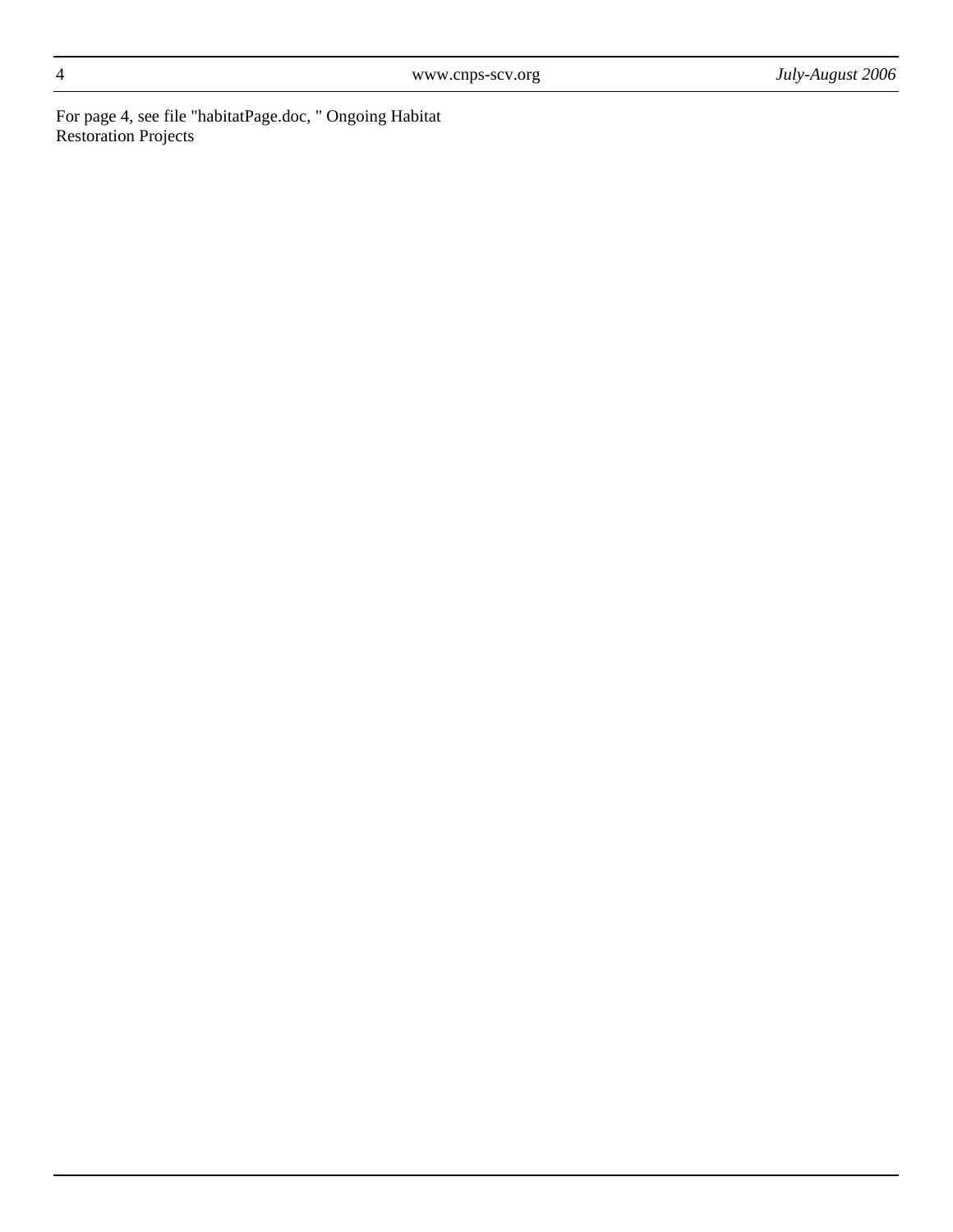For page 4, see file "habitatPage.doc, " Ongoing Habitat Restoration Projects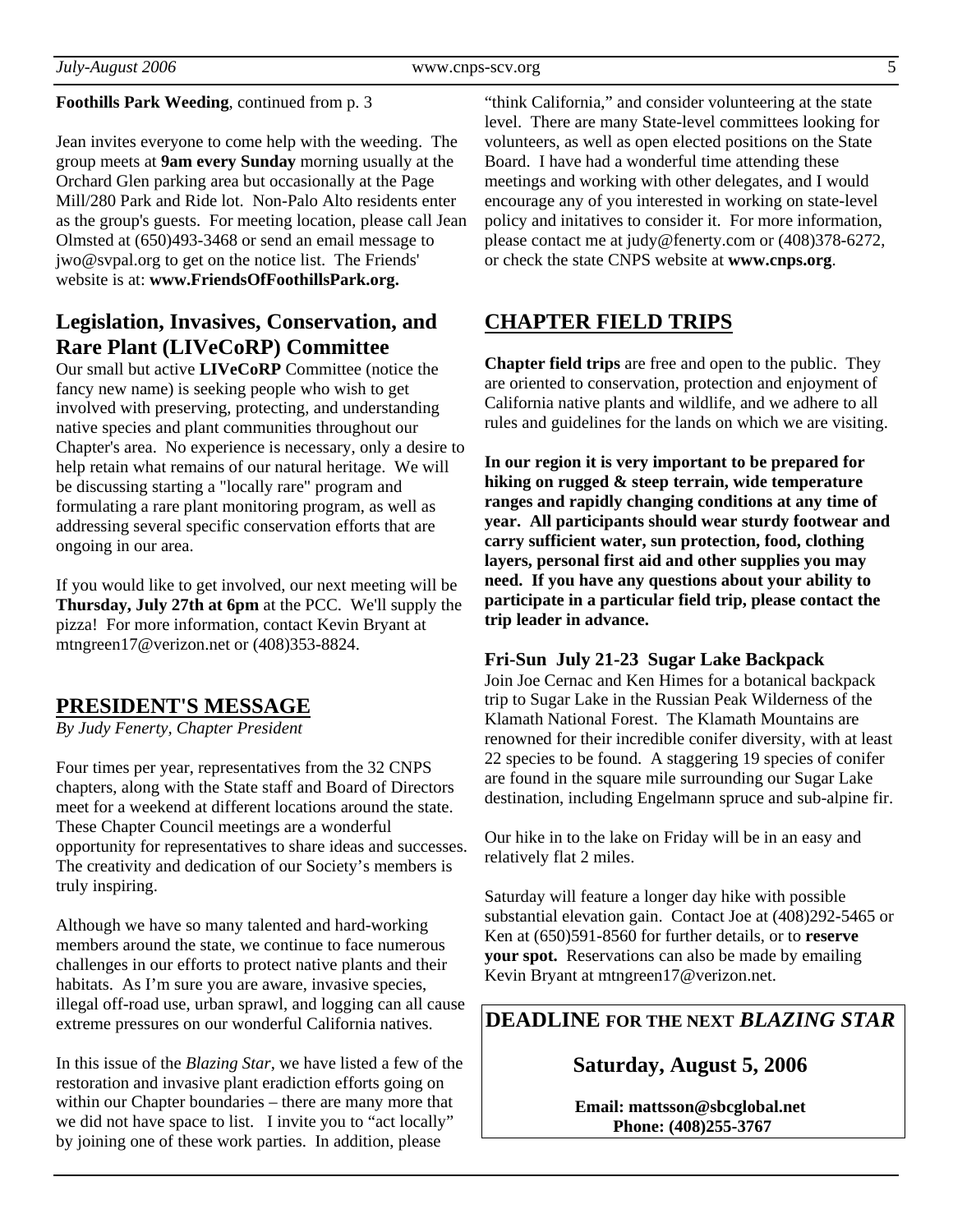**Foothills Park Weeding**, continued from p. 3

Jean invites everyone to come help with the weeding. The group meets at **9am every Sunday** morning usually at the Orchard Glen parking area but occasionally at the Page Mill/280 Park and Ride lot. Non-Palo Alto residents enter as the group's guests. For meeting location, please call Jean Olmsted at (650)493-3468 or send an email message to jwo@svpal.org to get on the notice list. The Friends' website is at: **www.FriendsOfFoothillsPark.org.**

## Legislation, Invasives, Conservation, and Rare Plant (LIVeCoRP) Committee

Our small but active **LIVeCoRP** Committee (notice the fancy new name) is seeking people who wish to get involved with preserving, protecting, and understanding native species and plant communities throughout our Chapter's area. No experience is necessary, only a desire to help retain what remains of our natural heritage. We will be discussing starting a "locally rare" program and formulating a rare plant monitoring program, as well as addressing several specific conservation efforts that are ongoing in our area.

If you would like to get involved, our next meeting will be **Thursday, July 27th at 6pm** at the PCC. We'll supply the pizza! For more information, contact Kevin Bryant at mtngreen17@verizon.net or (408)353-8824.

## PRESIDENT'S MESSAGE

*By Judy Fenerty, Chapter President*

Four times per year, representatives from the 32 CNPS chapters, along with the State staff and Board of Directors meet for a weekend at different locations around the state. These Chapter Council meetings are a wonderful opportunity for representatives to share ideas and successes. The creativity and dedication of our Society's members is truly inspiring.

Although we have so many talented and hard-working members around the state, we continue to face numerous challenges in our efforts to protect native plants and their habitats. As I'm sure you are aware, invasive species, illegal off-road use, urban sprawl, and logging can all cause extreme pressures on our wonderful California natives.

In this issue of the *Blazing Star*, we have listed a few of the restoration and invasive plant eradiction efforts going on within our Chapter boundaries – there are many more that we did not have space to list. I invite you to "act locally" by joining one of these work parties. In addition, please "think California," and consider volunteering at the state level. There are many State-level committees looking for volunteers, as well as open elected positions on the State Board. I have had a wonderful time attending these meetings and working with other delegates, and I would encourage any of you interested in working on state-level policy and initatives to consider it. For more information, please contact me at judy@fenerty.com or (408)378-6272, or check the state CNPS website at **www.cnps.org**.

## CHAPTER FIELD TRIPS

**Chapter field trips** are free and open to the public. They are oriented to conservation, protection and enjoyment of California native plants and wildlife, and we adhere to all rules and guidelines for the lands on which we are visiting.

**In our region it is very important to be prepared for hiking on rugged & steep terrain, wide temperature ranges and rapidly changing conditions at any time of year. All participants should wear sturdy footwear and carry sufficient water, sun protection, food, clothing layers, personal first aid and other supplies you may need. If you have any questions about your ability to participate in a particular field trip, please contact the trip leader in advance.**

### Fri-Sun July 21-23 Sugar Lake Backpack

Join Joe Cernac and Ken Himes for a botanical backpack trip to Sugar Lake in the Russian Peak Wilderness of the Klamath National Forest. The Klamath Mountains are renowned for their incredible conifer diversity, with at least 22 species to be found. A staggering 19 species of conifer are found in the square mile surrounding our Sugar Lake destination, including Engelmann spruce and sub-alpine fir.

Our hike in to the lake on Friday will be in an easy and relatively flat 2 miles.

Saturday will feature a longer day hike with possible substantial elevation gain. Contact Joe at (408)292-5465 or Ken at (650)591-8560 for further details, or to **reserve your spot.** Reservations can also be made by emailing Kevin Bryant at mtngreen17@verizon.net.

## DEADLINE FOR THE NEXT *BLAZING STAR*

**Saturday, August 5, 2006**

**Email: mattsson@sbcglobal.net**
**Phone: (408)255-3767**